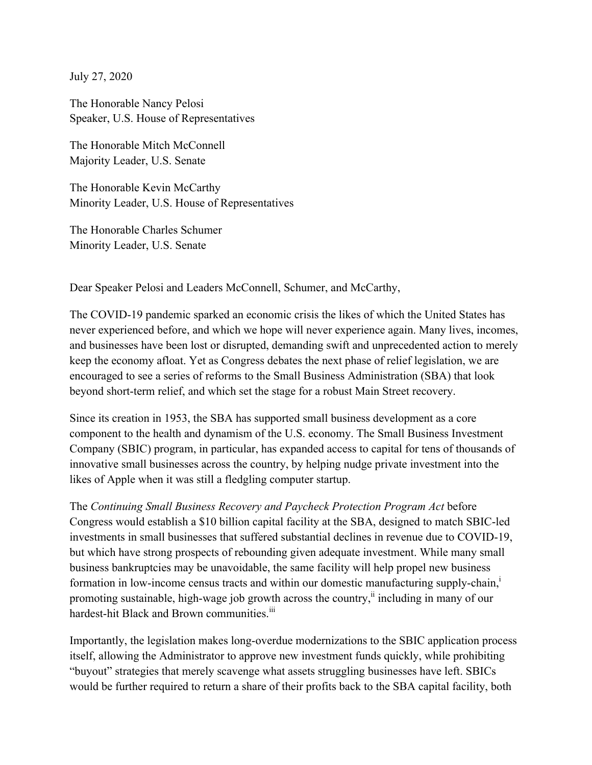July 27, 2020

The Honorable Nancy Pelosi
Speaker, U.S. House of Representatives

The Honorable Mitch McConnell
Majority Leader, U.S. Senate

The Honorable Kevin McCarthy
Minority Leader, U.S. House of Representatives

The Honorable Charles Schumer
Minority Leader, U.S. Senate

Dear Speaker Pelosi and Leaders McConnell, Schumer, and McCarthy,

The COVID-19 pandemic sparked an economic crisis the likes of which the United States has never experienced before, and which we hope will never experience again. Many lives, incomes, and businesses have been lost or disrupted, demanding swift and unprecedented action to merely keep the economy afloat. Yet as Congress debates the next phase of relief legislation, we are encouraged to see a series of reforms to the Small Business Administration (SBA) that look beyond short-term relief, and which set the stage for a robust Main Street recovery.

Since its creation in 1953, the SBA has supported small business development as a core component to the health and dynamism of the U.S. economy. The Small Business Investment Company (SBIC) program, in particular, has expanded access to capital for tens of thousands of innovative small businesses across the country, by helping nudge private investment into the likes of Apple when it was still a fledgling computer startup.

The *Continuing Small Business Recovery and Paycheck Protection Program Act* before Congress would establish a $10 billion capital facility at the SBA, designed to match SBIC-led investments in small businesses that suffered substantial declines in revenue due to COVID-19, but which have strong prospects of rebounding given adequate investment. While many small business bankruptcies may be unavoidable, the same facility will help propel new business formation in low-income census tracts and within our domestic manufacturing supply-chain,[i] promoting sustainable, high-wage job growth across the country,[ii] including in many of our hardest-hit Black and Brown communities.[iii]

Importantly, the legislation makes long-overdue modernizations to the SBIC application process itself, allowing the Administrator to approve new investment funds quickly, while prohibiting "buyout" strategies that merely scavenge what assets struggling businesses have left. SBICs would be further required to return a share of their profits back to the SBA capital facility, both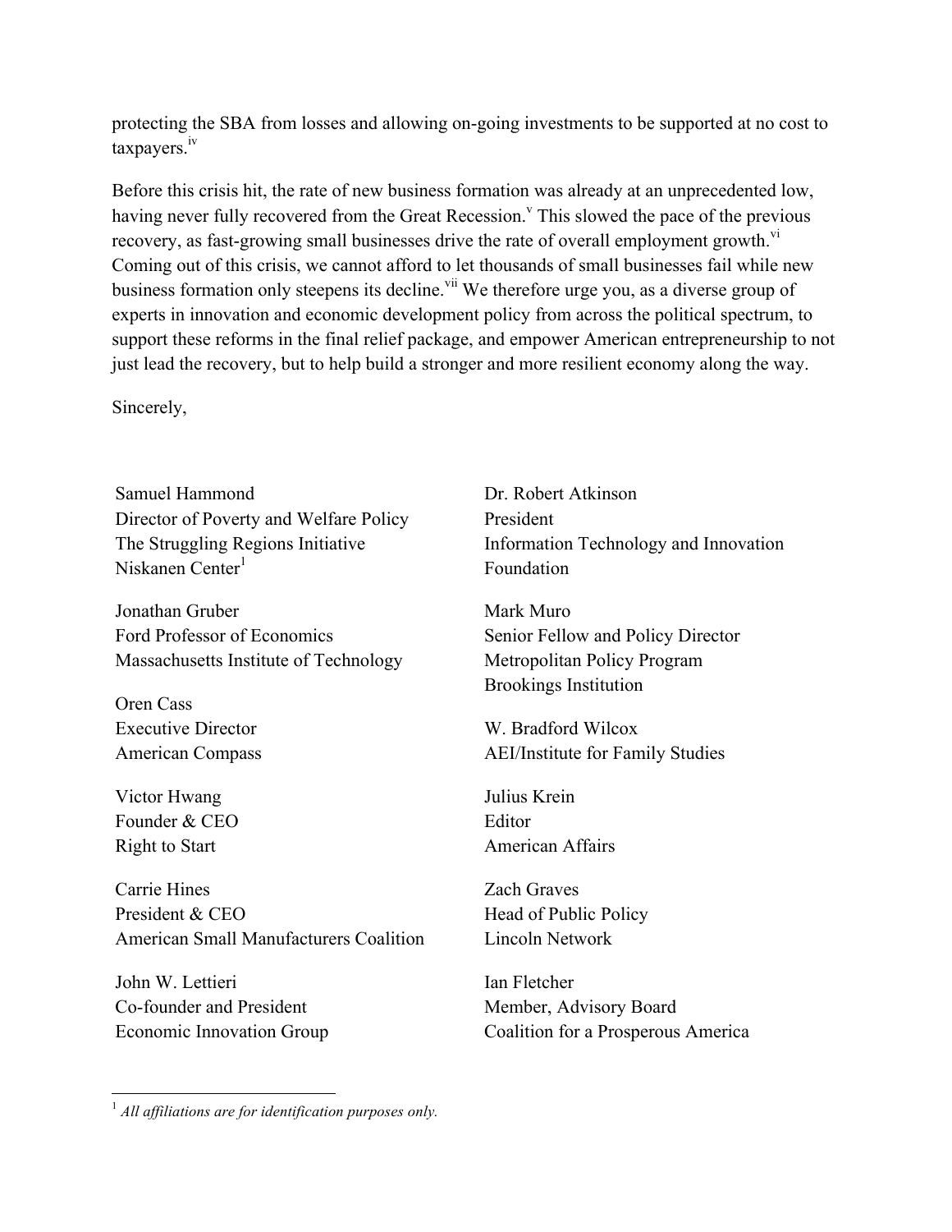protecting the SBA from losses and allowing on-going investments to be supported at no cost to taxpayers.[iv]

Before this crisis hit, the rate of new business formation was already at an unprecedented low, having never fully recovered from the Great Recession.[v] This slowed the pace of the previous recovery, as fast-growing small businesses drive the rate of overall employment growth.[vi] Coming out of this crisis, we cannot afford to let thousands of small businesses fail while new business formation only steepens its decline.[vii] We therefore urge you, as a diverse group of experts in innovation and economic development policy from across the political spectrum, to support these reforms in the final relief package, and empower American entrepreneurship to not just lead the recovery, but to help build a stronger and more resilient economy along the way.

Sincerely,

Samuel Hammond
Director of Poverty and Welfare Policy
The Struggling Regions Initiative
Niskanen Center[1]

Jonathan Gruber
Ford Professor of Economics
Massachusetts Institute of Technology

Oren Cass
Executive Director
American Compass

Victor Hwang
Founder & CEO
Right to Start

Carrie Hines
President & CEO
American Small Manufacturers Coalition

John W. Lettieri
Co-founder and President
Economic Innovation Group

Dr. Robert Atkinson
President
Information Technology and Innovation Foundation

Mark Muro
Senior Fellow and Policy Director
Metropolitan Policy Program
Brookings Institution

W. Bradford Wilcox
AEI/Institute for Family Studies

Julius Krein
Editor
American Affairs

Zach Graves
Head of Public Policy
Lincoln Network

Ian Fletcher
Member, Advisory Board
Coalition for a Prosperous America

[1] *All affiliations are for identification purposes only.*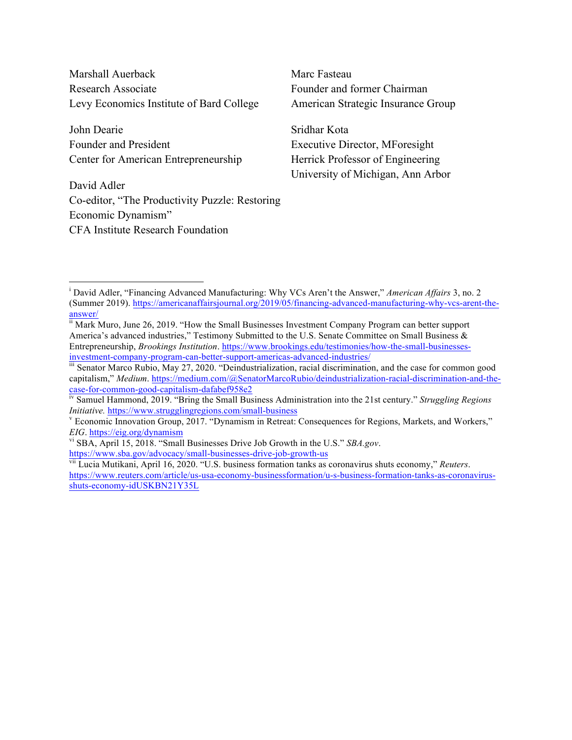Marshall Auerback
Research Associate
Levy Economics Institute of Bard College

Marc Fasteau
Founder and former Chairman
American Strategic Insurance Group

John Dearie
Founder and President
Center for American Entrepreneurship

Sridhar Kota
Executive Director, MForesight
Herrick Professor of Engineering
University of Michigan, Ann Arbor

David Adler
Co-editor, "The Productivity Puzzle: Restoring Economic Dynamism"
CFA Institute Research Foundation

---

[i] David Adler, "Financing Advanced Manufacturing: Why VCs Aren't the Answer," *American Affairs* 3, no. 2 (Summer 2019). https://americanaffairsjournal.org/2019/05/financing-advanced-manufacturing-why-vcs-arent-the-answer/

[ii] Mark Muro, June 26, 2019. "How the Small Businesses Investment Company Program can better support America's advanced industries," Testimony Submitted to the U.S. Senate Committee on Small Business & Entrepreneurship, *Brookings Institution*. https://www.brookings.edu/testimonies/how-the-small-businesses-investment-company-program-can-better-support-americas-advanced-industries/

[iii] Senator Marco Rubio, May 27, 2020. "Deindustrialization, racial discrimination, and the case for common good capitalism," *Medium*. https://medium.com/@SenatorMarcoRubio/deindustrialization-racial-discrimination-and-the-case-for-common-good-capitalism-dafabef958e2

[iv] Samuel Hammond, 2019. "Bring the Small Business Administration into the 21st century." *Struggling Regions Initiative.* https://www.strugglingregions.com/small-business

[v] Economic Innovation Group, 2017. "Dynamism in Retreat: Consequences for Regions, Markets, and Workers," *EIG*. https://eig.org/dynamism

[vi] SBA, April 15, 2018. "Small Businesses Drive Job Growth in the U.S." *SBA.gov*. https://www.sba.gov/advocacy/small-businesses-drive-job-growth-us

[vii] Lucia Mutikani, April 16, 2020. "U.S. business formation tanks as coronavirus shuts economy," *Reuters*. https://www.reuters.com/article/us-usa-economy-businessformation/u-s-business-formation-tanks-as-coronavirus-shuts-economy-idUSKBN21Y35L